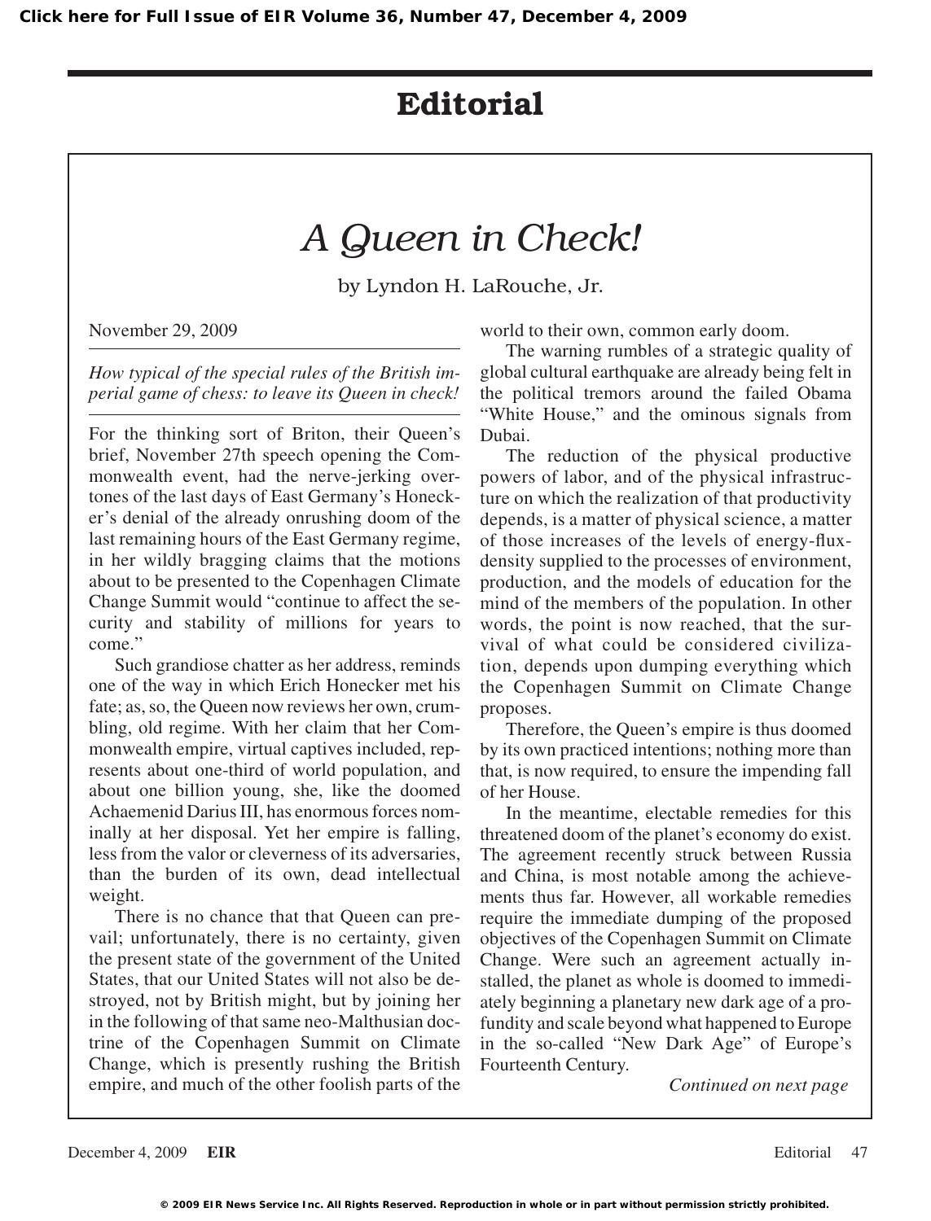Click here for Full Issue of EIR Volume 36, Number 47, December 4, 2009

# Editorial

## *A Queen in Check!*

by Lyndon H. LaRouche, Jr.

November 29, 2009

*How typical of the special rules of the British imperial game of chess: to leave its Queen in check!*

For the thinking sort of Briton, their Queen's brief, November 27th speech opening the Commonwealth event, had the nerve-jerking overtones of the last days of East Germany's Honecker's denial of the already onrushing doom of the last remaining hours of the East Germany regime, in her wildly bragging claims that the motions about to be presented to the Copenhagen Climate Change Summit would "continue to affect the security and stability of millions for years to come."

Such grandiose chatter as her address, reminds one of the way in which Erich Honecker met his fate; as, so, the Queen now reviews her own, crumbling, old regime. With her claim that her Commonwealth empire, virtual captives included, represents about one-third of world population, and about one billion young, she, like the doomed Achaemenid Darius III, has enormous forces nominally at her disposal. Yet her empire is falling, less from the valor or cleverness of its adversaries, than the burden of its own, dead intellectual weight.

There is no chance that that Queen can prevail; unfortunately, there is no certainty, given the present state of the government of the United States, that our United States will not also be destroyed, not by British might, but by joining her in the following of that same neo-Malthusian doctrine of the Copenhagen Summit on Climate Change, which is presently rushing the British empire, and much of the other foolish parts of the world to their own, common early doom.

The warning rumbles of a strategic quality of global cultural earthquake are already being felt in the political tremors around the failed Obama "White House," and the ominous signals from Dubai.

The reduction of the physical productive powers of labor, and of the physical infrastructure on which the realization of that productivity depends, is a matter of physical science, a matter of those increases of the levels of energy-flux-density supplied to the processes of environment, production, and the models of education for the mind of the members of the population. In other words, the point is now reached, that the survival of what could be considered civilization, depends upon dumping everything which the Copenhagen Summit on Climate Change proposes.

Therefore, the Queen's empire is thus doomed by its own practiced intentions; nothing more than that, is now required, to ensure the impending fall of her House.

In the meantime, electable remedies for this threatened doom of the planet's economy do exist. The agreement recently struck between Russia and China, is most notable among the achievements thus far. However, all workable remedies require the immediate dumping of the proposed objectives of the Copenhagen Summit on Climate Change. Were such an agreement actually installed, the planet as whole is doomed to immediately beginning a planetary new dark age of a profundity and scale beyond what happened to Europe in the so-called "New Dark Age" of Europe's Fourteenth Century.

*Continued on next page*

© 2009 EIR News Service Inc. All Rights Reserved. Reproduction in whole or in part without permission strictly prohibited.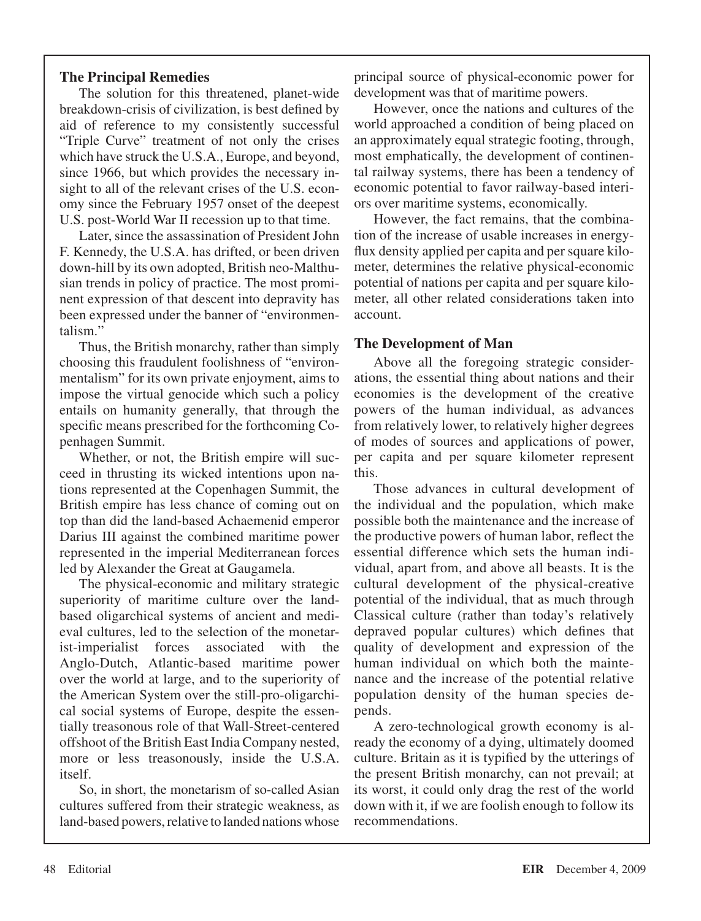## The Principal Remedies

The solution for this threatened, planet-wide breakdown-crisis of civilization, is best defined by aid of reference to my consistently successful "Triple Curve" treatment of not only the crises which have struck the U.S.A., Europe, and beyond, since 1966, but which provides the necessary insight to all of the relevant crises of the U.S. economy since the February 1957 onset of the deepest U.S. post-World War II recession up to that time.

Later, since the assassination of President John F. Kennedy, the U.S.A. has drifted, or been driven down-hill by its own adopted, British neo-Malthusian trends in policy of practice. The most prominent expression of that descent into depravity has been expressed under the banner of "environmentalism."

Thus, the British monarchy, rather than simply choosing this fraudulent foolishness of "environmentalism" for its own private enjoyment, aims to impose the virtual genocide which such a policy entails on humanity generally, that through the specific means prescribed for the forthcoming Copenhagen Summit.

Whether, or not, the British empire will succeed in thrusting its wicked intentions upon nations represented at the Copenhagen Summit, the British empire has less chance of coming out on top than did the land-based Achaemenid emperor Darius III against the combined maritime power represented in the imperial Mediterranean forces led by Alexander the Great at Gaugamela.

The physical-economic and military strategic superiority of maritime culture over the land-based oligarchical systems of ancient and medieval cultures, led to the selection of the monetarist-imperialist forces associated with the Anglo-Dutch, Atlantic-based maritime power over the world at large, and to the superiority of the American System over the still-pro-oligarchical social systems of Europe, despite the essentially treasonous role of that Wall-Street-centered offshoot of the British East India Company nested, more or less treasonously, inside the U.S.A. itself.

So, in short, the monetarism of so-called Asian cultures suffered from their strategic weakness, as land-based powers, relative to landed nations whose principal source of physical-economic power for development was that of maritime powers.

However, once the nations and cultures of the world approached a condition of being placed on an approximately equal strategic footing, through, most emphatically, the development of continental railway systems, there has been a tendency of economic potential to favor railway-based interiors over maritime systems, economically.

However, the fact remains, that the combination of the increase of usable increases in energy-flux density applied per capita and per square kilometer, determines the relative physical-economic potential of nations per capita and per square kilometer, all other related considerations taken into account.

## The Development of Man

Above all the foregoing strategic considerations, the essential thing about nations and their economies is the development of the creative powers of the human individual, as advances from relatively lower, to relatively higher degrees of modes of sources and applications of power, per capita and per square kilometer represent this.

Those advances in cultural development of the individual and the population, which make possible both the maintenance and the increase of the productive powers of human labor, reflect the essential difference which sets the human individual, apart from, and above all beasts. It is the cultural development of the physical-creative potential of the individual, that as much through Classical culture (rather than today's relatively depraved popular cultures) which defines that quality of development and expression of the human individual on which both the maintenance and the increase of the potential relative population density of the human species depends.

A zero-technological growth economy is already the economy of a dying, ultimately doomed culture. Britain as it is typified by the utterings of the present British monarchy, can not prevail; at its worst, it could only drag the rest of the world down with it, if we are foolish enough to follow its recommendations.